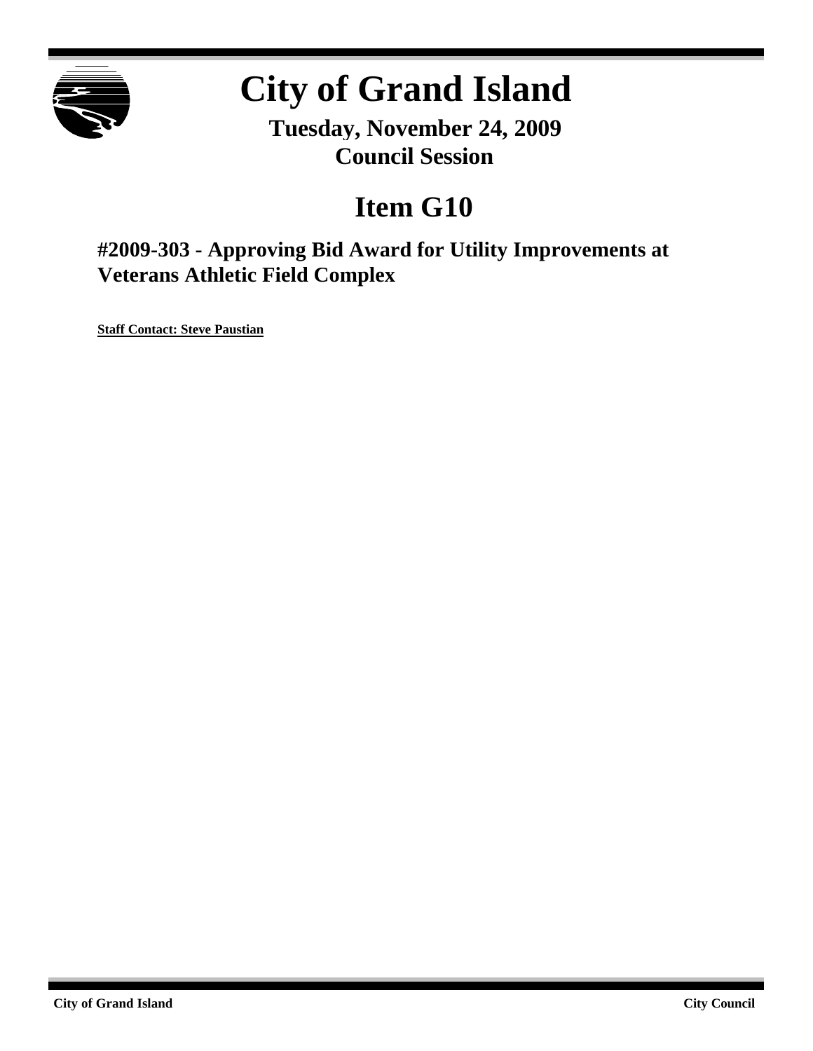# City of Grand Island

**Tuesday, November 24, 2009**
**Council Session**

## Item G10

### #2009-303 - Approving Bid Award for Utility Improvements at Veterans Athletic Field Complex

**Staff Contact: Steve Paustian**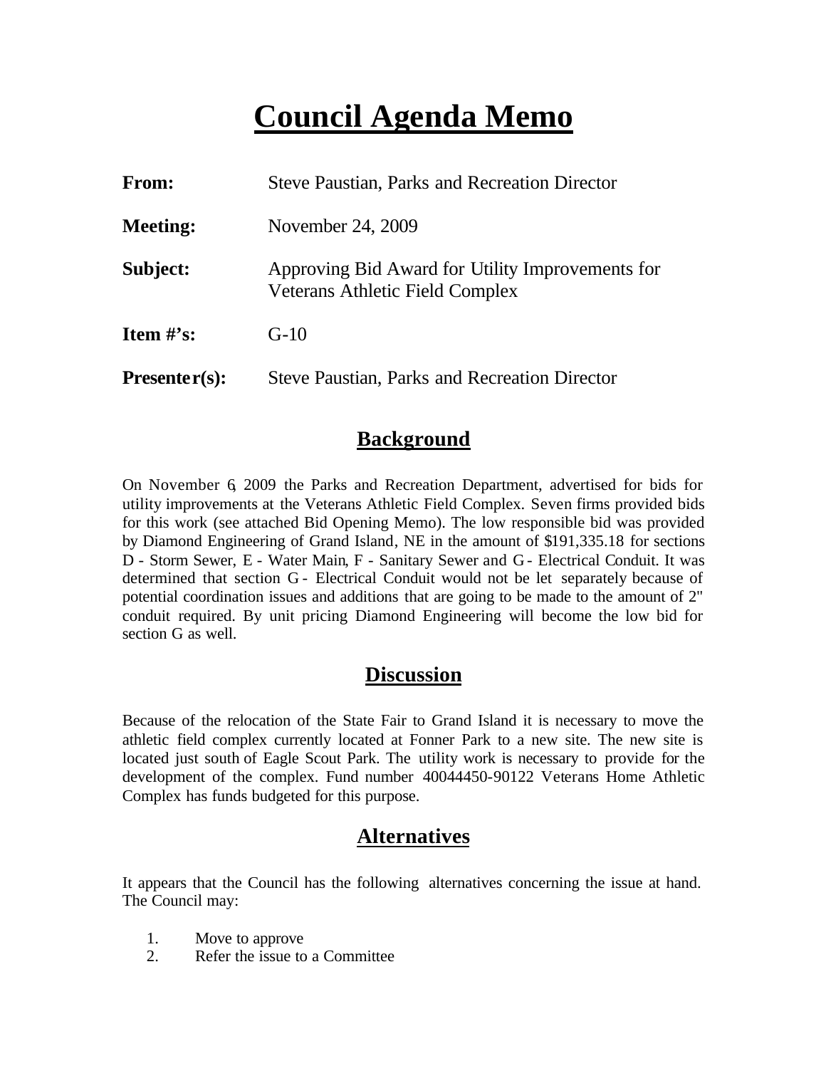# Council Agenda Memo

| | |
|---|---|
| **From:** | Steve Paustian, Parks and Recreation Director |
| **Meeting:** | November 24, 2009 |
| **Subject:** | Approving Bid Award for Utility Improvements for Veterans Athletic Field Complex |
| **Item #'s:** | G-10 |
| **Presenter(s):** | Steve Paustian, Parks and Recreation Director |

## Background

On November 6, 2009 the Parks and Recreation Department, advertised for bids for utility improvements at the Veterans Athletic Field Complex. Seven firms provided bids for this work (see attached Bid Opening Memo). The low responsible bid was provided by Diamond Engineering of Grand Island, NE in the amount of $191,335.18 for sections D - Storm Sewer, E - Water Main, F - Sanitary Sewer and G - Electrical Conduit. It was determined that section G - Electrical Conduit would not be let separately because of potential coordination issues and additions that are going to be made to the amount of 2" conduit required. By unit pricing Diamond Engineering will become the low bid for section G as well.

## Discussion

Because of the relocation of the State Fair to Grand Island it is necessary to move the athletic field complex currently located at Fonner Park to a new site. The new site is located just south of Eagle Scout Park. The utility work is necessary to provide for the development of the complex. Fund number 40044450-90122 Veterans Home Athletic Complex has funds budgeted for this purpose.

## Alternatives

It appears that the Council has the following alternatives concerning the issue at hand. The Council may:

1. Move to approve
2. Refer the issue to a Committee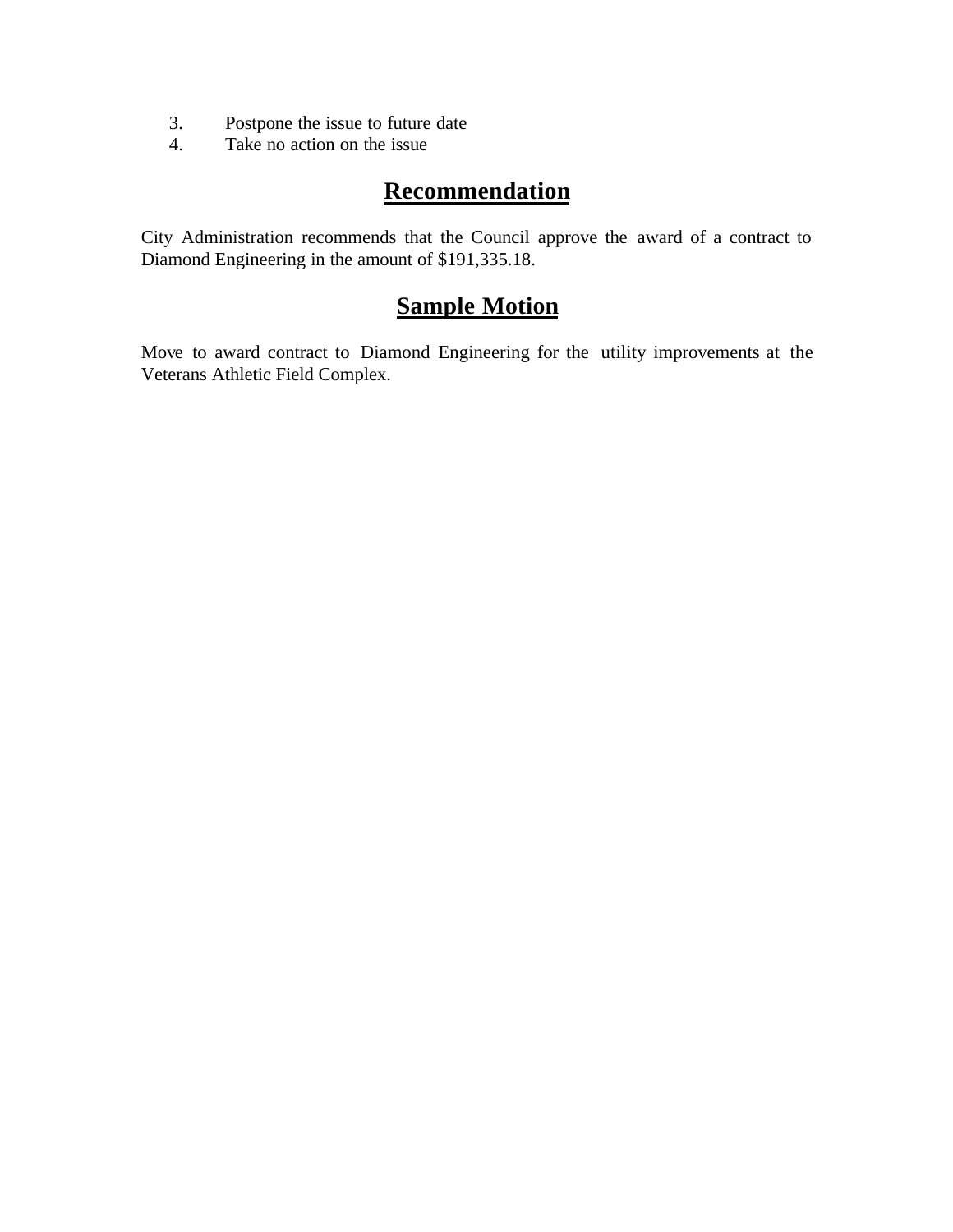3. Postpone the issue to future date
4. Take no action on the issue

## Recommendation

City Administration recommends that the Council approve the award of a contract to Diamond Engineering in the amount of $191,335.18.

## Sample Motion

Move to award contract to Diamond Engineering for the utility improvements at the Veterans Athletic Field Complex.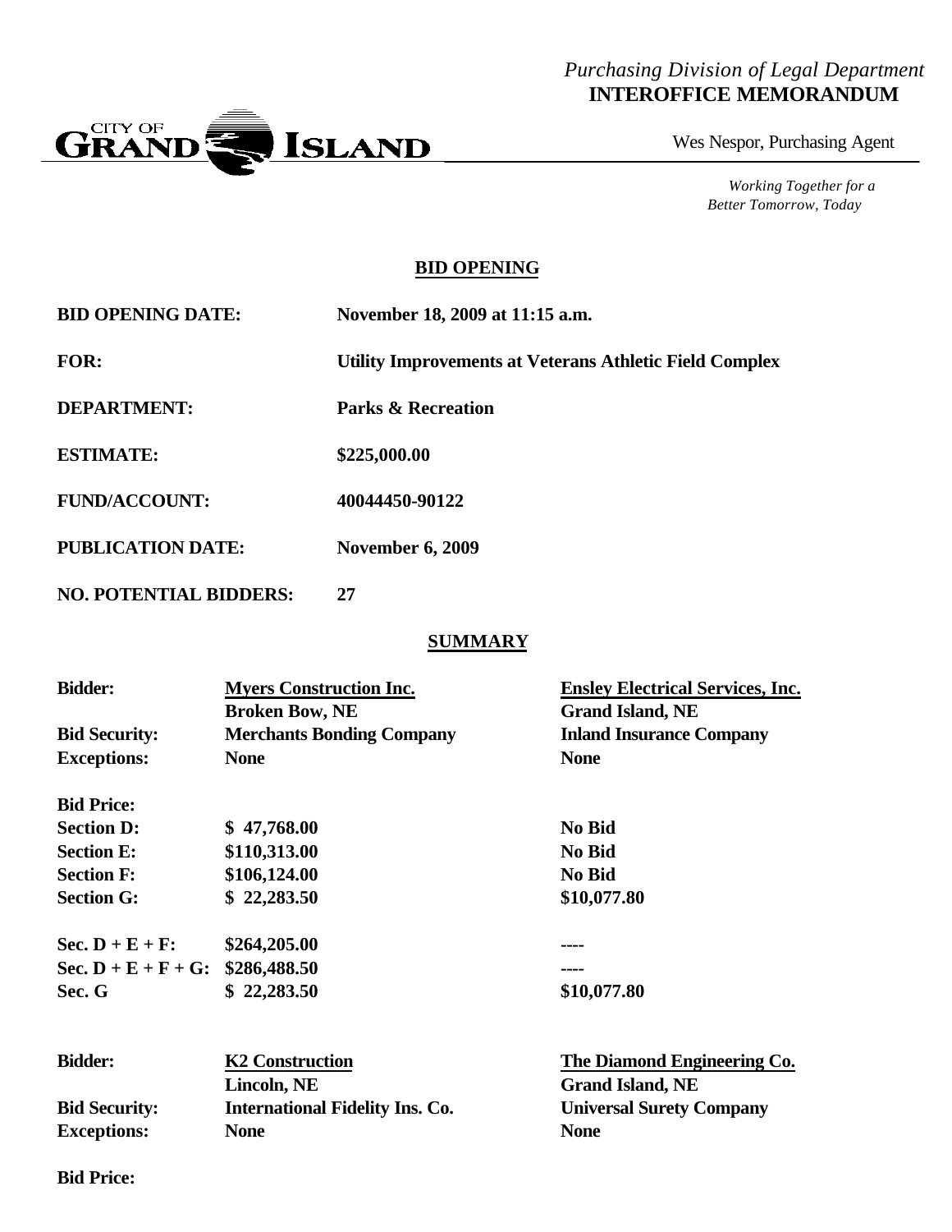*Purchasing Division of Legal Department*
**INTEROFFICE MEMORANDUM**

CITY OF GRAND ISLAND

Wes Nespor, Purchasing Agent

*Working Together for a Better Tomorrow, Today*

## BID OPENING

**BID OPENING DATE:** November 18, 2009 at 11:15 a.m.

**FOR:** Utility Improvements at Veterans Athletic Field Complex

**DEPARTMENT:** Parks & Recreation

**ESTIMATE:** $225,000.00

**FUND/ACCOUNT:** 40044450-90122

**PUBLICATION DATE:** November 6, 2009

**NO. POTENTIAL BIDDERS:** 27

## SUMMARY

| **Bidder:** | **Myers Construction Inc.**<br>**Broken Bow, NE** | **Ensley Electrical Services, Inc.**<br>**Grand Island, NE** |
|---|---|---|
| **Bid Security:** | **Merchants Bonding Company** | **Inland Insurance Company** |
| **Exceptions:** | **None** | **None** |
| **Bid Price:** | | |
| **Section D:** | **$ 47,768.00** | **No Bid** |
| **Section E:** | **$110,313.00** | **No Bid** |
| **Section F:** | **$106,124.00** | **No Bid** |
| **Section G:** | **$ 22,283.50** | **$10,077.80** |
| **Sec. D + E + F:** | **$264,205.00** | **----** |
| **Sec. D + E + F + G:** | **$286,488.50** | **----** |
| **Sec. G** | **$ 22,283.50** | **$10,077.80** |

| **Bidder:** | **K2 Construction**<br>**Lincoln, NE** | **The Diamond Engineering Co.**<br>**Grand Island, NE** |
|---|---|---|
| **Bid Security:** | **International Fidelity Ins. Co.** | **Universal Surety Company** |
| **Exceptions:** | **None** | **None** |

**Bid Price:**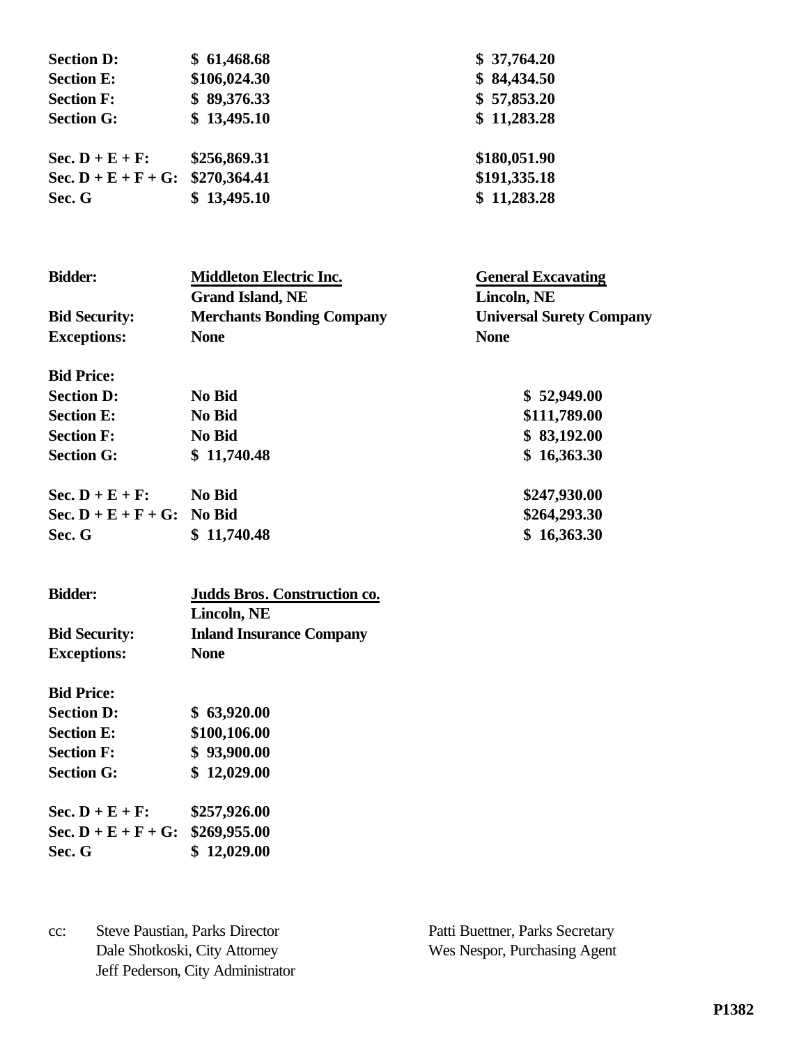| | | |
|---|---|---|
| **Section D:** | **$ 61,468.68** | **$ 37,764.20** |
| **Section E:** | **$106,024.30** | **$ 84,434.50** |
| **Section F:** | **$ 89,376.33** | **$ 57,853.20** |
| **Section G:** | **$ 13,495.10** | **$ 11,283.28** |
| | | |
| **Sec. D + E + F:** | **$256,869.31** | **$180,051.90** |
| **Sec. D + E + F + G:** | **$270,364.41** | **$191,335.18** |
| **Sec. G** | **$ 13,495.10** | **$ 11,283.28** |

| | | |
|---|---|---|
| **Bidder:** | **Middleton Electric Inc.** | **General Excavating** |
| | **Grand Island, NE** | **Lincoln, NE** |
| **Bid Security:** | **Merchants Bonding Company** | **Universal Surety Company** |
| **Exceptions:** | **None** | **None** |
| | | |
| **Bid Price:** | | |
| **Section D:** | **No Bid** | **$ 52,949.00** |
| **Section E:** | **No Bid** | **$111,789.00** |
| **Section F:** | **No Bid** | **$ 83,192.00** |
| **Section G:** | **$ 11,740.48** | **$ 16,363.30** |
| | | |
| **Sec. D + E + F:** | **No Bid** | **$247,930.00** |
| **Sec. D + E + F + G:** | **No Bid** | **$264,293.30** |
| **Sec. G** | **$ 11,740.48** | **$ 16,363.30** |

| | |
|---|---|
| **Bidder:** | **Judds Bros. Construction co.** |
| | **Lincoln, NE** |
| **Bid Security:** | **Inland Insurance Company** |
| **Exceptions:** | **None** |
| | |
| **Bid Price:** | |
| **Section D:** | **$ 63,920.00** |
| **Section E:** | **$100,106.00** |
| **Section F:** | **$ 93,900.00** |
| **Section G:** | **$ 12,029.00** |
| | |
| **Sec. D + E + F:** | **$257,926.00** |
| **Sec. D + E + F + G:** | **$269,955.00** |
| **Sec. G** | **$ 12,029.00** |

cc: Steve Paustian, Parks Director
Dale Shotkoski, City Attorney
Jeff Pederson, City Administrator
Patti Buettner, Parks Secretary
Wes Nespor, Purchasing Agent

**P1382**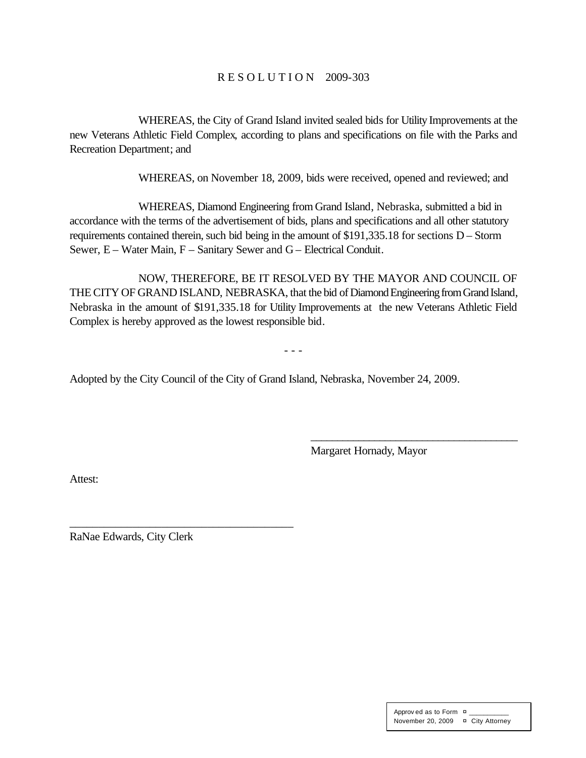# R E S O L U T I O N 2009-303

WHEREAS, the City of Grand Island invited sealed bids for Utility Improvements at the new Veterans Athletic Field Complex, according to plans and specifications on file with the Parks and Recreation Department; and

WHEREAS, on November 18, 2009, bids were received, opened and reviewed; and

WHEREAS, Diamond Engineering from Grand Island, Nebraska, submitted a bid in accordance with the terms of the advertisement of bids, plans and specifications and all other statutory requirements contained therein, such bid being in the amount of $191,335.18 for sections D – Storm Sewer, E – Water Main, F – Sanitary Sewer and G – Electrical Conduit.

NOW, THEREFORE, BE IT RESOLVED BY THE MAYOR AND COUNCIL OF THE CITY OF GRAND ISLAND, NEBRASKA, that the bid of Diamond Engineering from Grand Island, Nebraska in the amount of $191,335.18 for Utility Improvements at the new Veterans Athletic Field Complex is hereby approved as the lowest responsible bid.

- - -

Adopted by the City Council of the City of Grand Island, Nebraska, November 24, 2009.

_____________________________________
Margaret Hornady, Mayor

Attest:

_______________________________________
RaNae Edwards, City Clerk

| | |
|---|---|
| Approved as to Form ¤ | ___________ |
| November 20, 2009 ¤ | City Attorney |